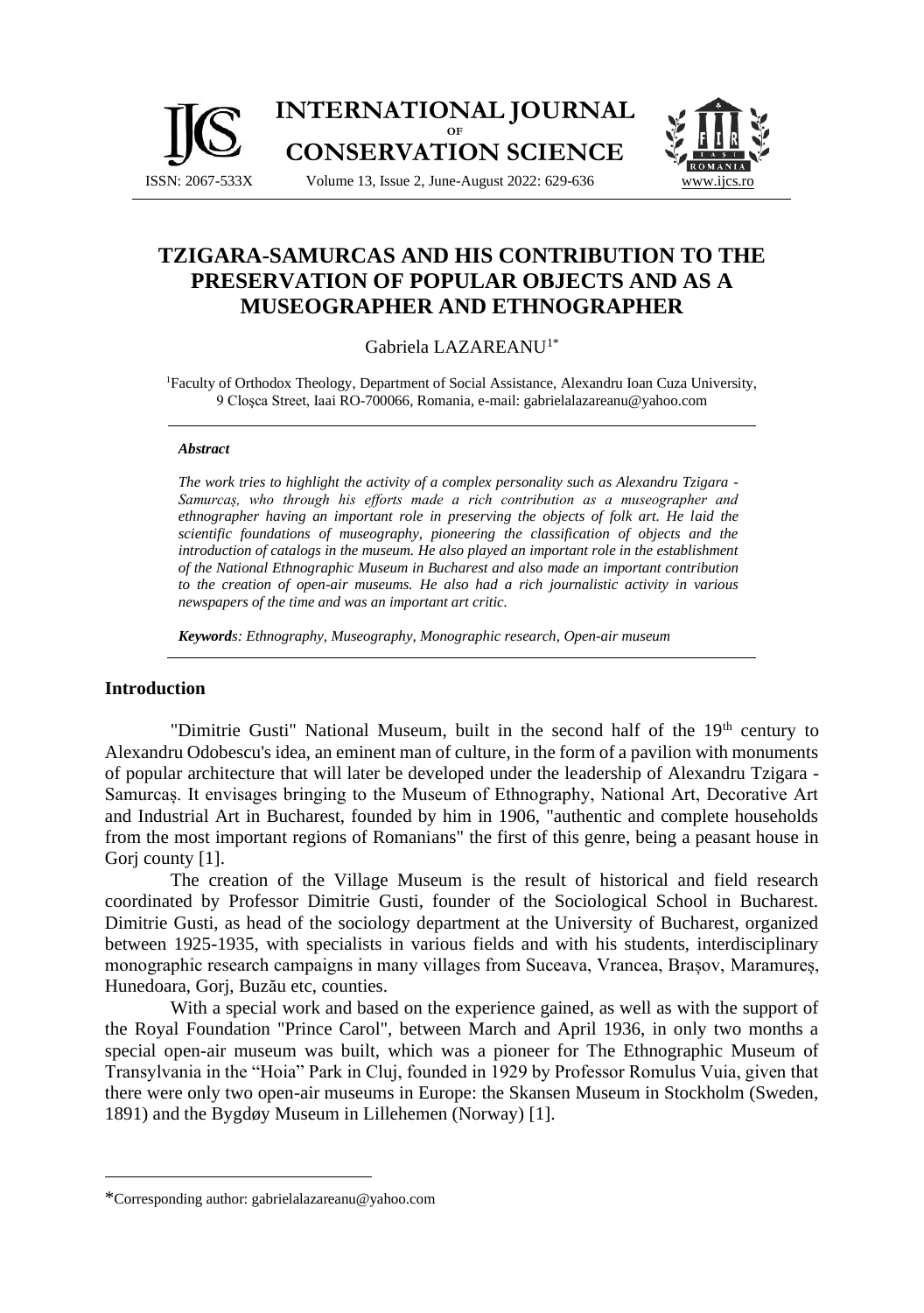# TZIGARA-SAMURCAS AND HIS CONTRIBUTION TO THE PRESERVATION OF POPULAR OBJECTS AND AS A MUSEOGRAPHER AND ETHNOGRAPHER

Gabriela LAZAREANU[1*]

[1]Faculty of Orthodox Theology, Department of Social Assistance, Alexandru Ioan Cuza University, 9 Cloşca Street, Iaai RO-700066, Romania, e-mail: gabrielalazareanu@yahoo.com

### *Abstract*

*The work tries to highlight the activity of a complex personality such as Alexandru Tzigara - Samurcaş, who through his efforts made a rich contribution as a museographer and ethnographer having an important role in preserving the objects of folk art. He laid the scientific foundations of museography, pioneering the classification of objects and the introduction of catalogs in the museum. He also played an important role in the establishment of the National Ethnographic Museum in Bucharest and also made an important contribution to the creation of open-air museums. He also had a rich journalistic activity in various newspapers of the time and was an important art critic.*

***Keywords**: Ethnography, Museography, Monographic research, Open-air museum*

## Introduction

"Dimitrie Gusti" National Museum, built in the second half of the 19th century to Alexandru Odobescu's idea, an eminent man of culture, in the form of a pavilion with monuments of popular architecture that will later be developed under the leadership of Alexandru Tzigara - Samurcaş. It envisages bringing to the Museum of Ethnography, National Art, Decorative Art and Industrial Art in Bucharest, founded by him in 1906, "authentic and complete households from the most important regions of Romanians" the first of this genre, being a peasant house in Gorj county [1].

The creation of the Village Museum is the result of historical and field research coordinated by Professor Dimitrie Gusti, founder of the Sociological School in Bucharest. Dimitrie Gusti, as head of the sociology department at the University of Bucharest, organized between 1925-1935, with specialists in various fields and with his students, interdisciplinary monographic research campaigns in many villages from Suceava, Vrancea, Braşov, Maramureş, Hunedoara, Gorj, Buzău etc, counties.

With a special work and based on the experience gained, as well as with the support of the Royal Foundation "Prince Carol", between March and April 1936, in only two months a special open-air museum was built, which was a pioneer for The Ethnographic Museum of Transylvania in the "Hoia" Park in Cluj, founded in 1929 by Professor Romulus Vuia, given that there were only two open-air museums in Europe: the Skansen Museum in Stockholm (Sweden, 1891) and the Bygdøy Museum in Lillehemen (Norway) [1].

---

*Corresponding author: gabrielalazareanu@yahoo.com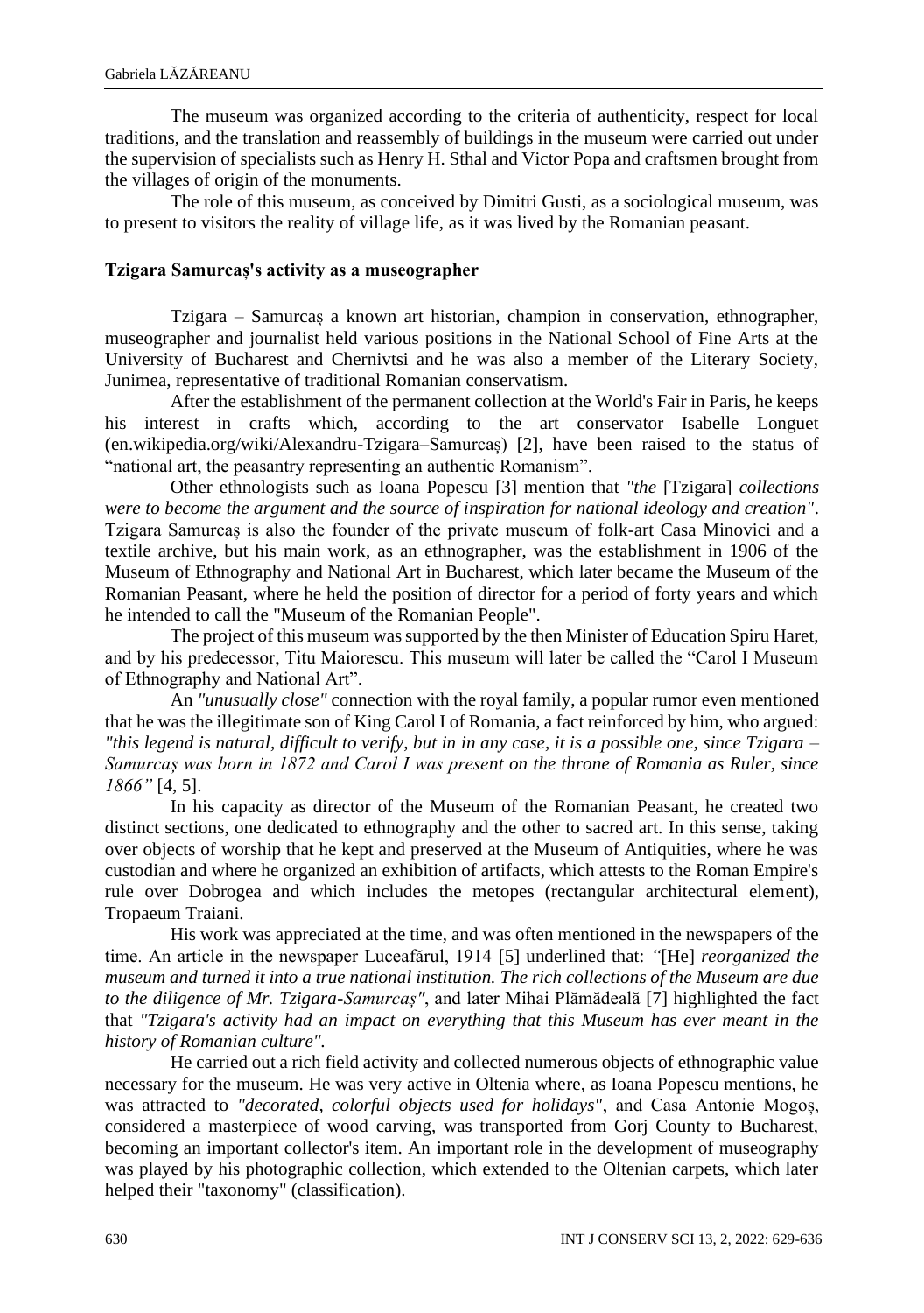The museum was organized according to the criteria of authenticity, respect for local traditions, and the translation and reassembly of buildings in the museum were carried out under the supervision of specialists such as Henry H. Sthal and Victor Popa and craftsmen brought from the villages of origin of the monuments.

The role of this museum, as conceived by Dimitri Gusti, as a sociological museum, was to present to visitors the reality of village life, as it was lived by the Romanian peasant.

**Tzigara Samurcaș's activity as a museographer**

Tzigara – Samurcaș a known art historian, champion in conservation, ethnographer, museographer and journalist held various positions in the National School of Fine Arts at the University of Bucharest and Chernivtsi and he was also a member of the Literary Society, Junimea, representative of traditional Romanian conservatism.

After the establishment of the permanent collection at the World's Fair in Paris, he keeps his interest in crafts which, according to the art conservator Isabelle Longuet (en.wikipedia.org/wiki/Alexandru-Tzigara–Samurcaș) [2], have been raised to the status of "national art, the peasantry representing an authentic Romanism".

Other ethnologists such as Ioana Popescu [3] mention that *"the* [Tzigara] *collections were to become the argument and the source of inspiration for national ideology and creation"*. Tzigara Samurcaș is also the founder of the private museum of folk-art Casa Minovici and a textile archive, but his main work, as an ethnographer, was the establishment in 1906 of the Museum of Ethnography and National Art in Bucharest, which later became the Museum of the Romanian Peasant, where he held the position of director for a period of forty years and which he intended to call the "Museum of the Romanian People".

The project of this museum was supported by the then Minister of Education Spiru Haret, and by his predecessor, Titu Maiorescu. This museum will later be called the "Carol I Museum of Ethnography and National Art".

An *"unusually close"* connection with the royal family, a popular rumor even mentioned that he was the illegitimate son of King Carol I of Romania, a fact reinforced by him, who argued: *"this legend is natural, difficult to verify, but in in any case, it is a possible one, since Tzigara – Samurcaș was born in 1872 and Carol I was present on the throne of Romania as Ruler, since 1866"* [4, 5].

In his capacity as director of the Museum of the Romanian Peasant, he created two distinct sections, one dedicated to ethnography and the other to sacred art. In this sense, taking over objects of worship that he kept and preserved at the Museum of Antiquities, where he was custodian and where he organized an exhibition of artifacts, which attests to the Roman Empire's rule over Dobrogea and which includes the metopes (rectangular architectural element), Tropaeum Traiani.

His work was appreciated at the time, and was often mentioned in the newspapers of the time. An article in the newspaper Luceafărul, 1914 [5] underlined that: *"*[He] *reorganized the museum and turned it into a true national institution. The rich collections of the Museum are due to the diligence of Mr. Tzigara-Samurcaș"*, and later Mihai Plămădeală [7] highlighted the fact that *"Tzigara's activity had an impact on everything that this Museum has ever meant in the history of Romanian culture".*

He carried out a rich field activity and collected numerous objects of ethnographic value necessary for the museum. He was very active in Oltenia where, as Ioana Popescu mentions, he was attracted to *"decorated, colorful objects used for holidays"*, and Casa Antonie Mogoș, considered a masterpiece of wood carving, was transported from Gorj County to Bucharest, becoming an important collector's item. An important role in the development of museography was played by his photographic collection, which extended to the Oltenian carpets, which later helped their "taxonomy" (classification).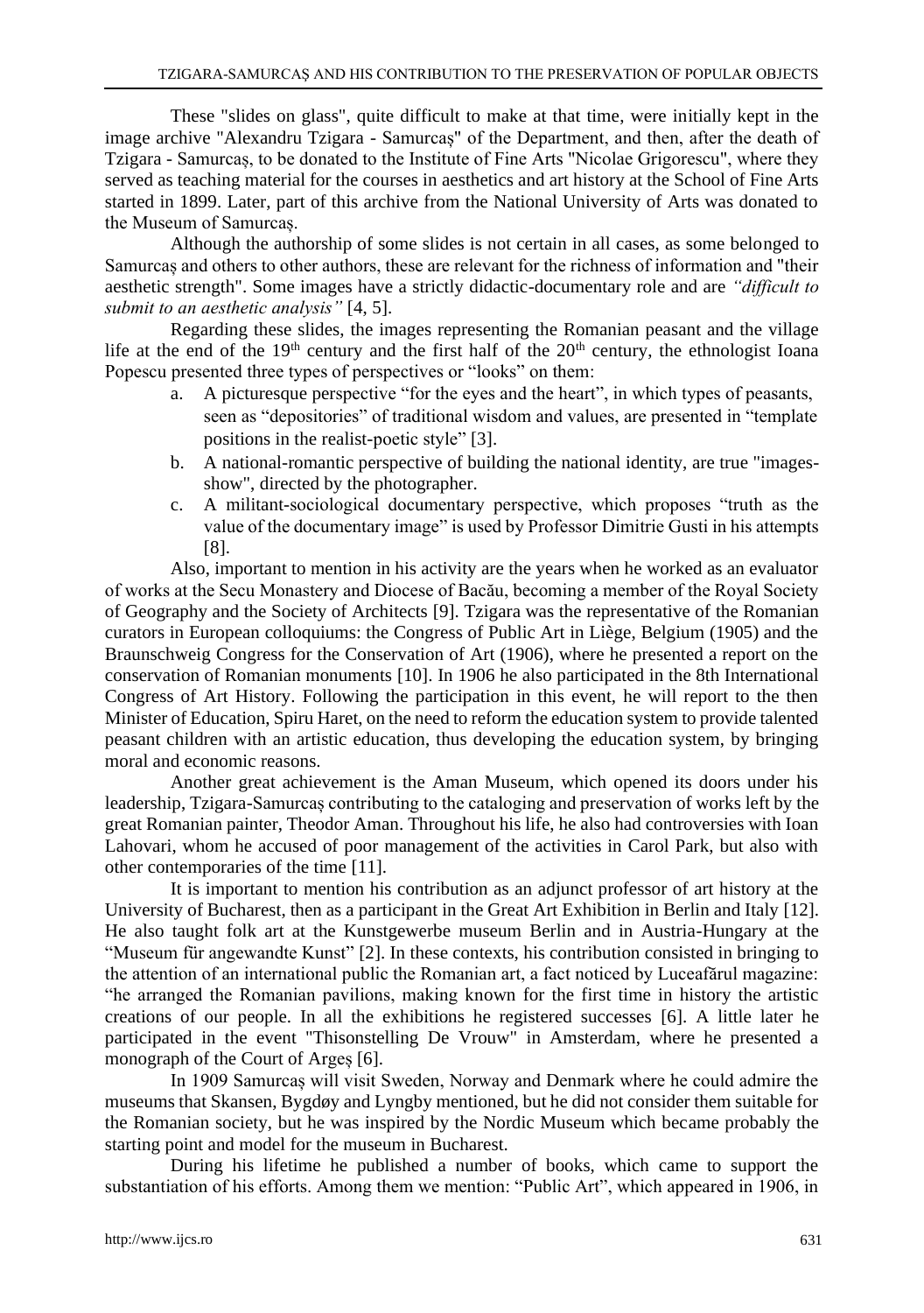These "slides on glass", quite difficult to make at that time, were initially kept in the image archive "Alexandru Tzigara - Samurcaș" of the Department, and then, after the death of Tzigara - Samurcaș, to be donated to the Institute of Fine Arts "Nicolae Grigorescu", where they served as teaching material for the courses in aesthetics and art history at the School of Fine Arts started in 1899. Later, part of this archive from the National University of Arts was donated to the Museum of Samurcaș.

Although the authorship of some slides is not certain in all cases, as some belonged to Samurcaș and others to other authors, these are relevant for the richness of information and "their aesthetic strength". Some images have a strictly didactic-documentary role and are *"difficult to submit to an aesthetic analysis"* [4, 5].

Regarding these slides, the images representing the Romanian peasant and the village life at the end of the 19th century and the first half of the 20th century, the ethnologist Ioana Popescu presented three types of perspectives or "looks" on them:

a. A picturesque perspective "for the eyes and the heart", in which types of peasants, seen as "depositories" of traditional wisdom and values, are presented in "template positions in the realist-poetic style" [3].
b. A national-romantic perspective of building the national identity, are true "images-show", directed by the photographer.
c. A militant-sociological documentary perspective, which proposes "truth as the value of the documentary image" is used by Professor Dimitrie Gusti in his attempts [8].

Also, important to mention in his activity are the years when he worked as an evaluator of works at the Secu Monastery and Diocese of Bacău, becoming a member of the Royal Society of Geography and the Society of Architects [9]. Tzigara was the representative of the Romanian curators in European colloquiums: the Congress of Public Art in Liège, Belgium (1905) and the Braunschweig Congress for the Conservation of Art (1906), where he presented a report on the conservation of Romanian monuments [10]. In 1906 he also participated in the 8th International Congress of Art History. Following the participation in this event, he will report to the then Minister of Education, Spiru Haret, on the need to reform the education system to provide talented peasant children with an artistic education, thus developing the education system, by bringing moral and economic reasons.

Another great achievement is the Aman Museum, which opened its doors under his leadership, Tzigara-Samurcaș contributing to the cataloging and preservation of works left by the great Romanian painter, Theodor Aman. Throughout his life, he also had controversies with Ioan Lahovari, whom he accused of poor management of the activities in Carol Park, but also with other contemporaries of the time [11].

It is important to mention his contribution as an adjunct professor of art history at the University of Bucharest, then as a participant in the Great Art Exhibition in Berlin and Italy [12]. He also taught folk art at the Kunstgewerbe museum Berlin and in Austria-Hungary at the "Museum für angewandte Kunst" [2]. In these contexts, his contribution consisted in bringing to the attention of an international public the Romanian art, a fact noticed by Luceafărul magazine: "he arranged the Romanian pavilions, making known for the first time in history the artistic creations of our people. In all the exhibitions he registered successes [6]. A little later he participated in the event "Thisonstelling De Vrouw" in Amsterdam, where he presented a monograph of the Court of Argeș [6].

In 1909 Samurcaș will visit Sweden, Norway and Denmark where he could admire the museums that Skansen, Bygdøy and Lyngby mentioned, but he did not consider them suitable for the Romanian society, but he was inspired by the Nordic Museum which became probably the starting point and model for the museum in Bucharest.

During his lifetime he published a number of books, which came to support the substantiation of his efforts. Among them we mention: "Public Art", which appeared in 1906, in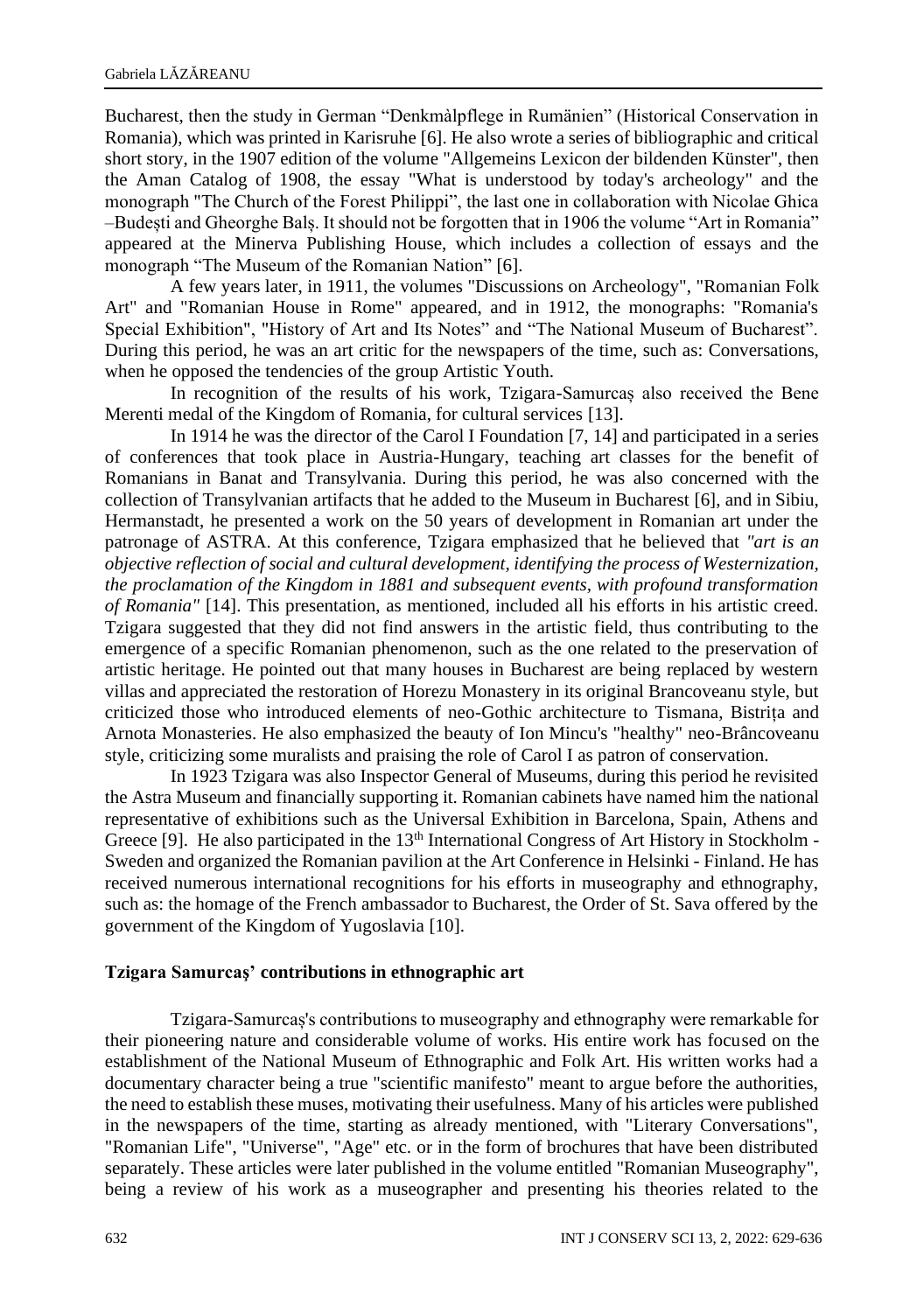Bucharest, then the study in German "Denkmàlpflege in Rumänien" (Historical Conservation in Romania), which was printed in Karisruhe [6]. He also wrote a series of bibliographic and critical short story, in the 1907 edition of the volume "Allgemeins Lexicon der bildenden Künster", then the Aman Catalog of 1908, the essay "What is understood by today's archeology" and the monograph "The Church of the Forest Philippi", the last one in collaboration with Nicolae Ghica –Budești and Gheorghe Balș. It should not be forgotten that in 1906 the volume "Art in Romania" appeared at the Minerva Publishing House, which includes a collection of essays and the monograph "The Museum of the Romanian Nation" [6].

A few years later, in 1911, the volumes "Discussions on Archeology", "Romanian Folk Art" and "Romanian House in Rome" appeared, and in 1912, the monographs: "Romania's Special Exhibition", "History of Art and Its Notes" and "The National Museum of Bucharest". During this period, he was an art critic for the newspapers of the time, such as: Conversations, when he opposed the tendencies of the group Artistic Youth.

In recognition of the results of his work, Tzigara-Samurcaș also received the Bene Merenti medal of the Kingdom of Romania, for cultural services [13].

In 1914 he was the director of the Carol I Foundation [7, 14] and participated in a series of conferences that took place in Austria-Hungary, teaching art classes for the benefit of Romanians in Banat and Transylvania. During this period, he was also concerned with the collection of Transylvanian artifacts that he added to the Museum in Bucharest [6], and in Sibiu, Hermanstadt, he presented a work on the 50 years of development in Romanian art under the patronage of ASTRA. At this conference, Tzigara emphasized that he believed that *"art is an objective reflection of social and cultural development, identifying the process of Westernization, the proclamation of the Kingdom in 1881 and subsequent events, with profound transformation of Romania"* [14]. This presentation, as mentioned, included all his efforts in his artistic creed. Tzigara suggested that they did not find answers in the artistic field, thus contributing to the emergence of a specific Romanian phenomenon, such as the one related to the preservation of artistic heritage. He pointed out that many houses in Bucharest are being replaced by western villas and appreciated the restoration of Horezu Monastery in its original Brancoveanu style, but criticized those who introduced elements of neo-Gothic architecture to Tismana, Bistrița and Arnota Monasteries. He also emphasized the beauty of Ion Mincu's "healthy" neo-Brâncoveanu style, criticizing some muralists and praising the role of Carol I as patron of conservation.

In 1923 Tzigara was also Inspector General of Museums, during this period he revisited the Astra Museum and financially supporting it. Romanian cabinets have named him the national representative of exhibitions such as the Universal Exhibition in Barcelona, Spain, Athens and Greece [9]. He also participated in the 13th International Congress of Art History in Stockholm - Sweden and organized the Romanian pavilion at the Art Conference in Helsinki - Finland. He has received numerous international recognitions for his efforts in museography and ethnography, such as: the homage of the French ambassador to Bucharest, the Order of St. Sava offered by the government of the Kingdom of Yugoslavia [10].

## Tzigara Samurcaş' contributions in ethnographic art

Tzigara-Samurcaș's contributions to museography and ethnography were remarkable for their pioneering nature and considerable volume of works. His entire work has focused on the establishment of the National Museum of Ethnographic and Folk Art. His written works had a documentary character being a true "scientific manifesto" meant to argue before the authorities, the need to establish these muses, motivating their usefulness. Many of his articles were published in the newspapers of the time, starting as already mentioned, with "Literary Conversations", "Romanian Life", "Universe", "Age" etc. or in the form of brochures that have been distributed separately. These articles were later published in the volume entitled "Romanian Museography", being a review of his work as a museographer and presenting his theories related to the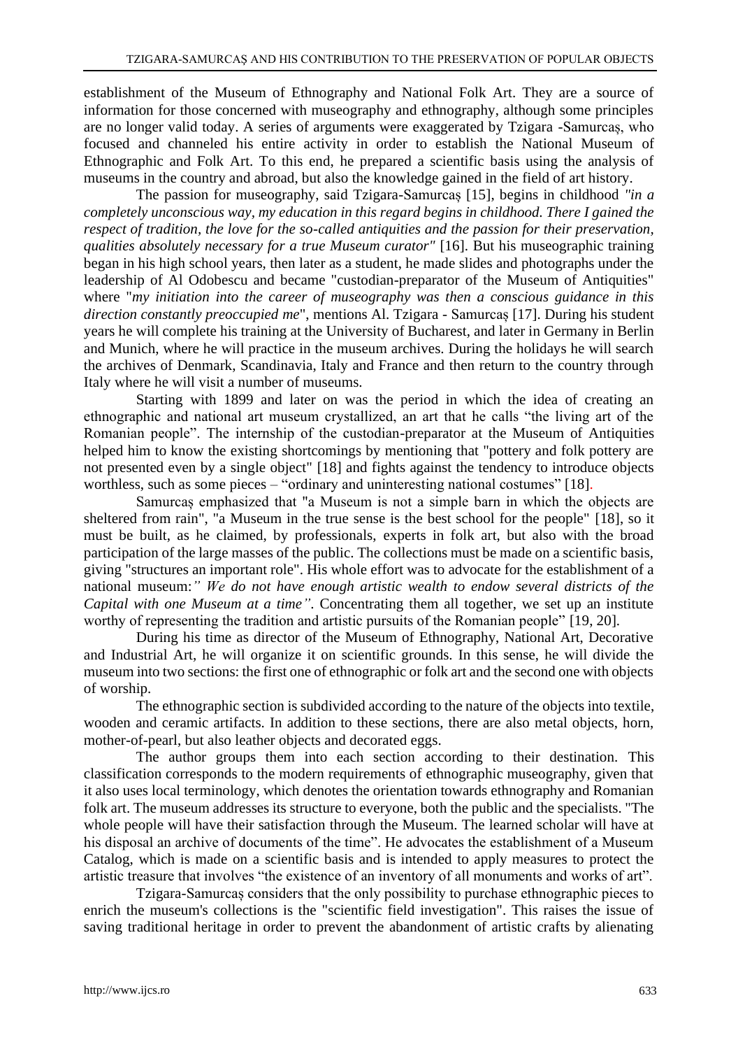establishment of the Museum of Ethnography and National Folk Art. They are a source of information for those concerned with museography and ethnography, although some principles are no longer valid today. A series of arguments were exaggerated by Tzigara -Samurcaș, who focused and channeled his entire activity in order to establish the National Museum of Ethnographic and Folk Art. To this end, he prepared a scientific basis using the analysis of museums in the country and abroad, but also the knowledge gained in the field of art history.

The passion for museography, said Tzigara-Samurcaș [15], begins in childhood *"in a completely unconscious way, my education in this regard begins in childhood. There I gained the respect of tradition, the love for the so-called antiquities and the passion for their preservation, qualities absolutely necessary for a true Museum curator"* [16]. But his museographic training began in his high school years, then later as a student, he made slides and photographs under the leadership of Al Odobescu and became "custodian-preparator of the Museum of Antiquities" where "*my initiation into the career of museography was then a conscious guidance in this direction constantly preoccupied me*", mentions Al. Tzigara - Samurcaș [17]. During his student years he will complete his training at the University of Bucharest, and later in Germany in Berlin and Munich, where he will practice in the museum archives. During the holidays he will search the archives of Denmark, Scandinavia, Italy and France and then return to the country through Italy where he will visit a number of museums.

Starting with 1899 and later on was the period in which the idea of creating an ethnographic and national art museum crystallized, an art that he calls "the living art of the Romanian people". The internship of the custodian-preparator at the Museum of Antiquities helped him to know the existing shortcomings by mentioning that "pottery and folk pottery are not presented even by a single object" [18] and fights against the tendency to introduce objects worthless, such as some pieces – "ordinary and uninteresting national costumes" [18].

Samurcaș emphasized that "a Museum is not a simple barn in which the objects are sheltered from rain", "a Museum in the true sense is the best school for the people" [18], so it must be built, as he claimed, by professionals, experts in folk art, but also with the broad participation of the large masses of the public. The collections must be made on a scientific basis, giving "structures an important role". His whole effort was to advocate for the establishment of a national museum:*" We do not have enough artistic wealth to endow several districts of the Capital with one Museum at a time"*. Concentrating them all together, we set up an institute worthy of representing the tradition and artistic pursuits of the Romanian people" [19, 20].

During his time as director of the Museum of Ethnography, National Art, Decorative and Industrial Art, he will organize it on scientific grounds. In this sense, he will divide the museum into two sections: the first one of ethnographic or folk art and the second one with objects of worship.

The ethnographic section is subdivided according to the nature of the objects into textile, wooden and ceramic artifacts. In addition to these sections, there are also metal objects, horn, mother-of-pearl, but also leather objects and decorated eggs.

The author groups them into each section according to their destination. This classification corresponds to the modern requirements of ethnographic museography, given that it also uses local terminology, which denotes the orientation towards ethnography and Romanian folk art. The museum addresses its structure to everyone, both the public and the specialists. "The whole people will have their satisfaction through the Museum. The learned scholar will have at his disposal an archive of documents of the time". He advocates the establishment of a Museum Catalog, which is made on a scientific basis and is intended to apply measures to protect the artistic treasure that involves "the existence of an inventory of all monuments and works of art".

Tzigara-Samurcaș considers that the only possibility to purchase ethnographic pieces to enrich the museum's collections is the "scientific field investigation". This raises the issue of saving traditional heritage in order to prevent the abandonment of artistic crafts by alienating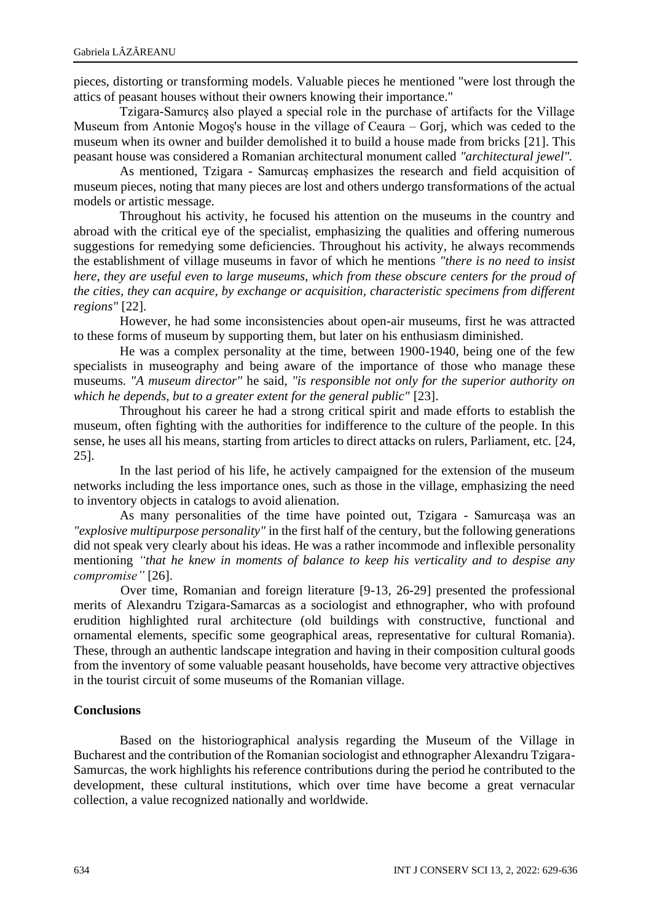pieces, distorting or transforming models. Valuable pieces he mentioned "were lost through the attics of peasant houses without their owners knowing their importance."

Tzigara-Samurcș also played a special role in the purchase of artifacts for the Village Museum from Antonie Mogoș's house in the village of Ceaura – Gorj, which was ceded to the museum when its owner and builder demolished it to build a house made from bricks [21]. This peasant house was considered a Romanian architectural monument called *"architectural jewel".*

As mentioned, Tzigara - Samurcaș emphasizes the research and field acquisition of museum pieces, noting that many pieces are lost and others undergo transformations of the actual models or artistic message.

Throughout his activity, he focused his attention on the museums in the country and abroad with the critical eye of the specialist, emphasizing the qualities and offering numerous suggestions for remedying some deficiencies. Throughout his activity, he always recommends the establishment of village museums in favor of which he mentions *"there is no need to insist here, they are useful even to large museums, which from these obscure centers for the proud of the cities, they can acquire, by exchange or acquisition, characteristic specimens from different regions"* [22].

However, he had some inconsistencies about open-air museums, first he was attracted to these forms of museum by supporting them, but later on his enthusiasm diminished.

He was a complex personality at the time, between 1900-1940, being one of the few specialists in museography and being aware of the importance of those who manage these museums. *"A museum director"* he said, *"is responsible not only for the superior authority on which he depends, but to a greater extent for the general public"* [23].

Throughout his career he had a strong critical spirit and made efforts to establish the museum, often fighting with the authorities for indifference to the culture of the people. In this sense, he uses all his means, starting from articles to direct attacks on rulers, Parliament, etc. [24, 25].

In the last period of his life, he actively campaigned for the extension of the museum networks including the less importance ones, such as those in the village, emphasizing the need to inventory objects in catalogs to avoid alienation.

As many personalities of the time have pointed out, Tzigara - Samurcașa was an *"explosive multipurpose personality"* in the first half of the century, but the following generations did not speak very clearly about his ideas. He was a rather incommode and inflexible personality mentioning *"that he knew in moments of balance to keep his verticality and to despise any compromise"* [26].

Over time, Romanian and foreign literature [9-13, 26-29] presented the professional merits of Alexandru Tzigara-Samarcas as a sociologist and ethnographer, who with profound erudition highlighted rural architecture (old buildings with constructive, functional and ornamental elements, specific some geographical areas, representative for cultural Romania). These, through an authentic landscape integration and having in their composition cultural goods from the inventory of some valuable peasant households, have become very attractive objectives in the tourist circuit of some museums of the Romanian village.

## Conclusions

Based on the historiographical analysis regarding the Museum of the Village in Bucharest and the contribution of the Romanian sociologist and ethnographer Alexandru Tzigara-Samurcas, the work highlights his reference contributions during the period he contributed to the development, these cultural institutions, which over time have become a great vernacular collection, a value recognized nationally and worldwide.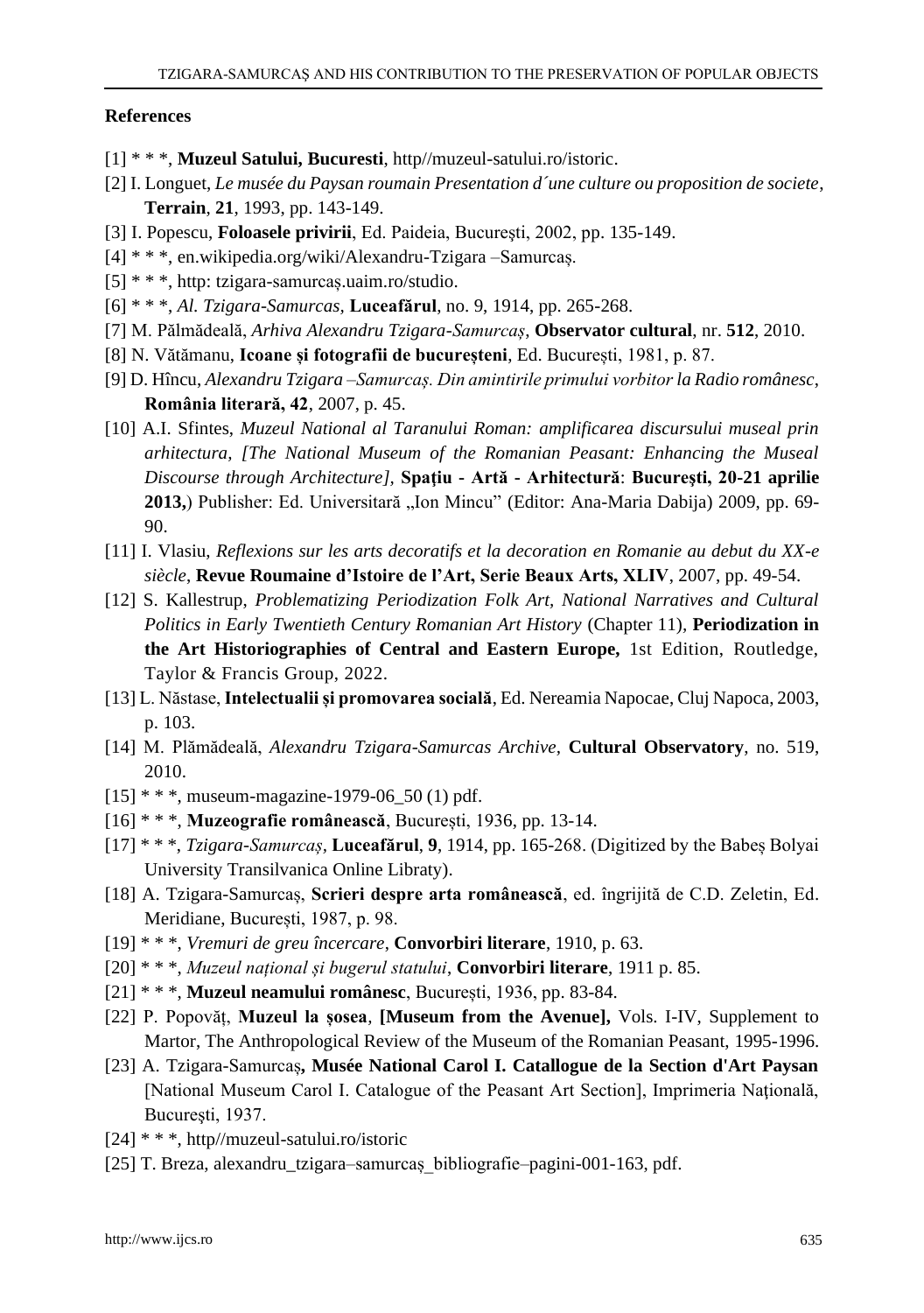### References

[1] * * *, **Muzeul Satului, Bucuresti**, http//muzeul-satului.ro/istoric.

[2] I. Longuet, *Le musée du Paysan roumain Presentation d´une culture ou proposition de societe*, **Terrain**, **21**, 1993, pp. 143-149.

[3] I. Popescu, **Foloasele privirii**, Ed. Paideia, Bucureşti, 2002, pp. 135-149.

[4] * * *, en.wikipedia.org/wiki/Alexandru-Tzigara –Samurcaș.

[5] * * *, http: tzigara-samurcaș.uaim.ro/studio.

[6] * * *, *Al. Tzigara-Samurcas*, **Luceafărul**, no. 9, 1914, pp. 265-268.

[7] M. Pălmădeală, *Arhiva Alexandru Tzigara-Samurcaș*, **Observator cultural**, nr. **512**, 2010.

[8] N. Vătămanu, **Icoane și fotografii de bucureșteni**, Ed. București, 1981, p. 87.

[9] D. Hîncu, *Alexandru Tzigara –Samurcaș. Din amintirile primului vorbitor la Radio românesc*, **România literară, 42**, 2007, p. 45.

[10] A.I. Sfintes, *Muzeul National al Taranului Roman: amplificarea discursului museal prin arhitectura, [The National Museum of the Romanian Peasant: Enhancing the Museal Discourse through Architecture]*, **Spaţiu - Artă - Arhitectură**: **Bucureşti, 20-21 aprilie 2013,**) Publisher: Ed. Universitară „Ion Mincu" (Editor: Ana-Maria Dabija) 2009, pp. 69-90.

[11] I. Vlasiu, *Reflexions sur les arts decoratifs et la decoration en Romanie au debut du XX-e siècle*, **Revue Roumaine d'Istoire de l'Art, Serie Beaux Arts, XLIV**, 2007, pp. 49-54.

[12] S. Kallestrup, *Problematizing Periodization Folk Art, National Narratives and Cultural Politics in Early Twentieth Century Romanian Art History* (Chapter 11), **Periodization in the Art Historiographies of Central and Eastern Europe,** 1st Edition, Routledge, Taylor & Francis Group, 2022.

[13] L. Năstase, **Intelectualii și promovarea socială**, Ed. Nereamia Napocae, Cluj Napoca, 2003, p. 103.

[14] M. Plămădeală, *Alexandru Tzigara-Samurcas Archive*, **Cultural Observatory**, no. 519, 2010.

[15] * * *, museum-magazine-1979-06_50 (1) pdf.

[16] * * *, **Muzeografie românească**, București, 1936, pp. 13-14.

[17] * * *, *Tzigara-Samurcaș*, **Luceafărul**, **9**, 1914, pp. 165-268. (Digitized by the Babeș Bolyai University Transilvanica Online Libraty).

[18] A. Tzigara-Samurcaș, **Scrieri despre arta românească**, ed. îngrijită de C.D. Zeletin, Ed. Meridiane, București, 1987, p. 98.

[19] * * *, *Vremuri de greu încercare*, **Convorbiri literare**, 1910, p. 63.

[20] * * *, *Muzeul național și bugerul statului*, **Convorbiri literare**, 1911 p. 85.

[21] * * *, **Muzeul neamului românesc**, București, 1936, pp. 83-84.

[22] P. Popovăț, **Muzeul la șosea**, **[Museum from the Avenue],** Vols. I-IV, Supplement to Martor, The Anthropological Review of the Museum of the Romanian Peasant, 1995-1996.

[23] A. Tzigara-Samurcaş**, Musée National Carol I. Catallogue de la Section d'Art Paysan** [National Museum Carol I. Catalogue of the Peasant Art Section], Imprimeria Naţională, Bucureşti, 1937.

[24] * * *, http//muzeul-satului.ro/istoric

[25] T. Breza, alexandru_tzigara–samurcaș_bibliografie–pagini-001-163, pdf.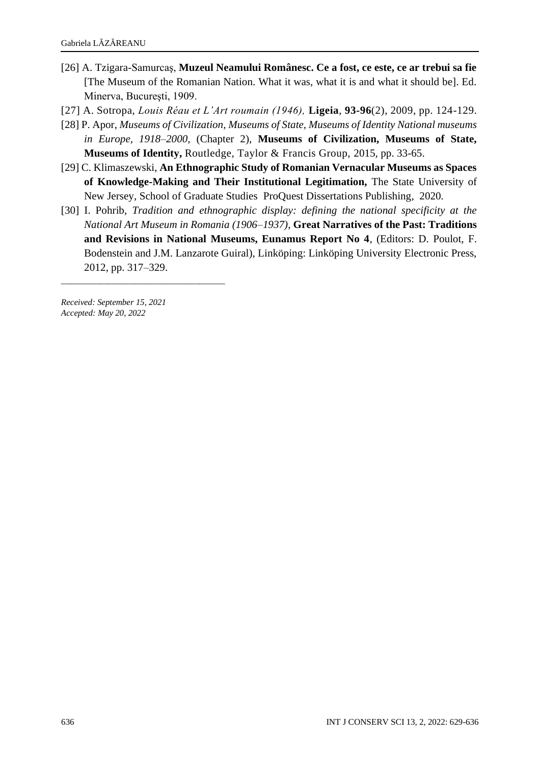[26] A. Tzigara-Samurcaş, **Muzeul Neamului Românesc. Ce a fost, ce este, ce ar trebui sa fie** [The Museum of the Romanian Nation. What it was, what it is and what it should be]. Ed. Minerva, Bucureşti, 1909.

[27] A. Sotropa, *Louis Réau et L'Art roumain (1946),* **Ligeia**, **93-96**(2), 2009, pp. 124-129.

[28] P. Apor, *Museums of Civilization, Museums of State, Museums of Identity National museums in Europe, 1918–2000,* (Chapter 2), **Museums of Civilization, Museums of State, Museums of Identity,** Routledge, Taylor & Francis Group, 2015, pp. 33-65.

[29] C. Klimaszewski, **An Ethnographic Study of Romanian Vernacular Museums as Spaces of Knowledge-Making and Their Institutional Legitimation,** The State University of New Jersey, School of Graduate Studies ProQuest Dissertations Publishing, 2020.

[30] I. Pohrib, *Tradition and ethnographic display: defining the national specificity at the National Art Museum in Romania (1906–1937)*, **Great Narratives of the Past: Traditions and Revisions in National Museums, Eunamus Report No 4**, (Editors: D. Poulot, F. Bodenstein and J.M. Lanzarote Guiral), Linköping: Linköping University Electronic Press, 2012, pp. 317–329.

---

*Received: September 15, 2021*
*Accepted: May 20, 2022*